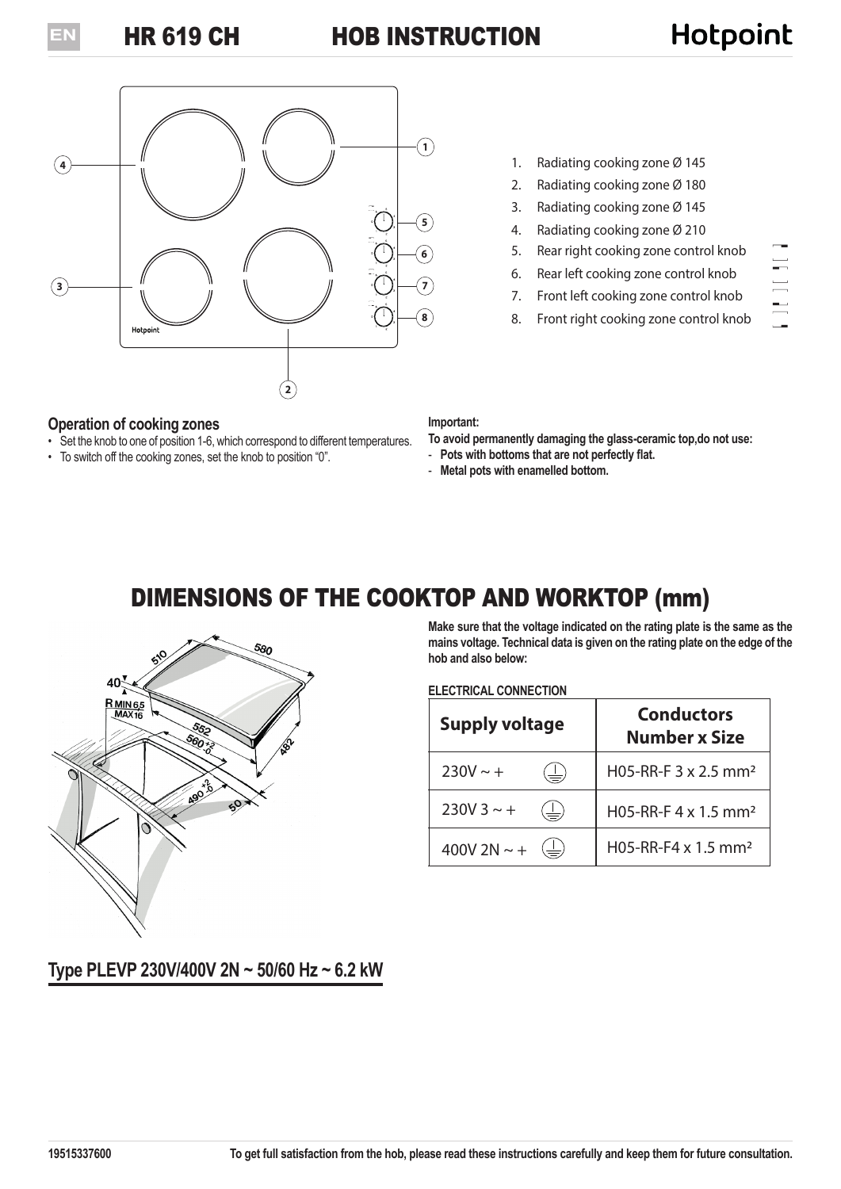# HR 619 CH HOB INSTRUCTION

1. Radiating cooking zone Ø 145
2. Radiating cooking zone Ø 180
3. Radiating cooking zone Ø 145
4. Radiating cooking zone Ø 210
5. Rear right cooking zone control knob
6. Rear left cooking zone control knob
7. Front left cooking zone control knob
8. Front right cooking zone control knob

## Operation of cooking zones

- Set the knob to one of position 1-6, which correspond to different temperatures.
- To switch off the cooking zones, set the knob to position "0".

**Important:**

**To avoid permanently damaging the glass-ceramic top,do not use:**

- **Pots with bottoms that are not perfectly flat.**
- **Metal pots with enamelled bottom.**

# DIMENSIONS OF THE COOKTOP AND WORKTOP (mm)

**Make sure that the voltage indicated on the rating plate is the same as the mains voltage. Technical data is given on the rating plate on the edge of the hob and also below:**

**ELECTRICAL CONNECTION**

| Supply voltage | Conductors Number x Size |
|---|---|
| 230V ~ + ⏚ | H05-RR-F 3 x 2.5 mm² |
| 230V 3 ~ + ⏚ | H05-RR-F 4 x 1.5 mm² |
| 400V 2N ~ + ⏚ | H05-RR-F4 x 1.5 mm² |

## Type PLEVP 230V/400V 2N ~ 50/60 Hz ~ 6.2 kW

19515337600

To get full satisfaction from the hob, please read these instructions carefully and keep them for future consultation.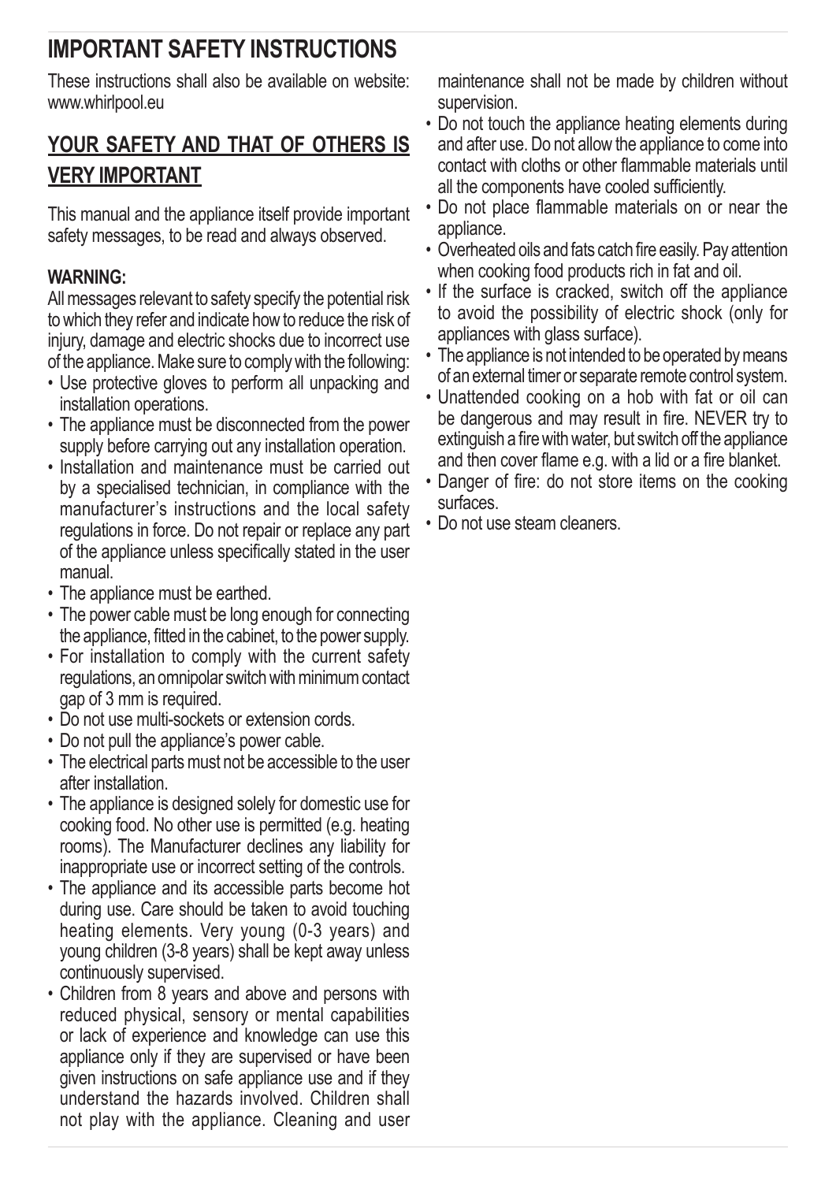# IMPORTANT SAFETY INSTRUCTIONS

These instructions shall also be available on website: www.whirlpool.eu

## YOUR SAFETY AND THAT OF OTHERS IS VERY IMPORTANT

This manual and the appliance itself provide important safety messages, to be read and always observed.

### WARNING:

All messages relevant to safety specify the potential risk to which they refer and indicate how to reduce the risk of injury, damage and electric shocks due to incorrect use of the appliance. Make sure to comply with the following:

- Use protective gloves to perform all unpacking and installation operations.
- The appliance must be disconnected from the power supply before carrying out any installation operation.
- Installation and maintenance must be carried out by a specialised technician, in compliance with the manufacturer's instructions and the local safety regulations in force. Do not repair or replace any part of the appliance unless specifically stated in the user manual.
- The appliance must be earthed.
- The power cable must be long enough for connecting the appliance, fitted in the cabinet, to the power supply.
- For installation to comply with the current safety regulations, an omnipolar switch with minimum contact gap of 3 mm is required.
- Do not use multi-sockets or extension cords.
- Do not pull the appliance's power cable.
- The electrical parts must not be accessible to the user after installation.
- The appliance is designed solely for domestic use for cooking food. No other use is permitted (e.g. heating rooms). The Manufacturer declines any liability for inappropriate use or incorrect setting of the controls.
- The appliance and its accessible parts become hot during use. Care should be taken to avoid touching heating elements. Very young (0-3 years) and young children (3-8 years) shall be kept away unless continuously supervised.
- Children from 8 years and above and persons with reduced physical, sensory or mental capabilities or lack of experience and knowledge can use this appliance only if they are supervised or have been given instructions on safe appliance use and if they understand the hazards involved. Children shall not play with the appliance. Cleaning and user maintenance shall not be made by children without supervision.
- Do not touch the appliance heating elements during and after use. Do not allow the appliance to come into contact with cloths or other flammable materials until all the components have cooled sufficiently.
- Do not place flammable materials on or near the appliance.
- Overheated oils and fats catch fire easily. Pay attention when cooking food products rich in fat and oil.
- If the surface is cracked, switch off the appliance to avoid the possibility of electric shock (only for appliances with glass surface).
- The appliance is not intended to be operated by means of an external timer or separate remote control system.
- Unattended cooking on a hob with fat or oil can be dangerous and may result in fire. NEVER try to extinguish a fire with water, but switch off the appliance and then cover flame e.g. with a lid or a fire blanket.
- Danger of fire: do not store items on the cooking surfaces.
- Do not use steam cleaners.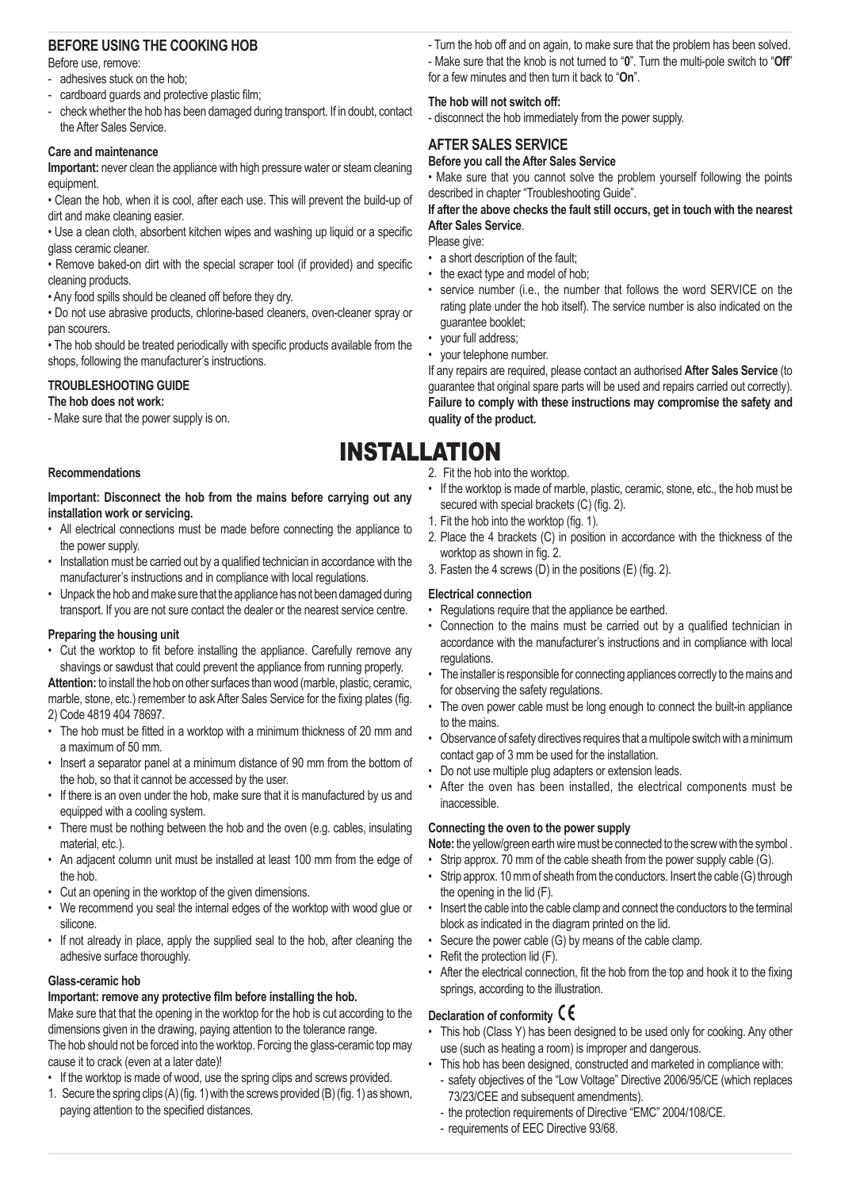## BEFORE USING THE COOKING HOB

Before use, remove:

- adhesives stuck on the hob;
- cardboard guards and protective plastic film;
- check whether the hob has been damaged during transport. If in doubt, contact the After Sales Service.

### Care and maintenance

**Important:** never clean the appliance with high pressure water or steam cleaning equipment.

• Clean the hob, when it is cool, after each use. This will prevent the build-up of dirt and make cleaning easier.

• Use a clean cloth, absorbent kitchen wipes and washing up liquid or a specific glass ceramic cleaner.

• Remove baked-on dirt with the special scraper tool (if provided) and specific cleaning products.

• Any food spills should be cleaned off before they dry.

• Do not use abrasive products, chlorine-based cleaners, oven-cleaner spray or pan scourers.

• The hob should be treated periodically with specific products available from the shops, following the manufacturer's instructions.

### TROUBLESHOOTING GUIDE

**The hob does not work:**

- Make sure that the power supply is on.
- Turn the hob off and on again, to make sure that the problem has been solved.
- Make sure that the knob is not turned to "**0**". Turn the multi-pole switch to "**Off**" for a few minutes and then turn it back to "**On**".

**The hob will not switch off:**

- disconnect the hob immediately from the power supply.

## AFTER SALES SERVICE

**Before you call the After Sales Service**

• Make sure that you cannot solve the problem yourself following the points described in chapter "Troubleshooting Guide".

**If after the above checks the fault still occurs, get in touch with the nearest After Sales Service**.

Please give:

- a short description of the fault;
- the exact type and model of hob;
- service number (i.e., the number that follows the word SERVICE on the rating plate under the hob itself). The service number is also indicated on the guarantee booklet;
- your full address;
- your telephone number.

If any repairs are required, please contact an authorised **After Sales Service** (to guarantee that original spare parts will be used and repairs carried out correctly). **Failure to comply with these instructions may compromise the safety and quality of the product.**

# INSTALLATION

### Recommendations

**Important: Disconnect the hob from the mains before carrying out any installation work or servicing.**

- All electrical connections must be made before connecting the appliance to the power supply.
- Installation must be carried out by a qualified technician in accordance with the manufacturer's instructions and in compliance with local regulations.
- Unpack the hob and make sure that the appliance has not been damaged during transport. If you are not sure contact the dealer or the nearest service centre.

### Preparing the housing unit

- Cut the worktop to fit before installing the appliance. Carefully remove any shavings or sawdust that could prevent the appliance from running properly.

**Attention:** to install the hob on other surfaces than wood (marble, plastic, ceramic, marble, stone, etc.) remember to ask After Sales Service for the fixing plates (fig. 2) Code 4819 404 78697.

- The hob must be fitted in a worktop with a minimum thickness of 20 mm and a maximum of 50 mm.
- Insert a separator panel at a minimum distance of 90 mm from the bottom of the hob, so that it cannot be accessed by the user.
- If there is an oven under the hob, make sure that it is manufactured by us and equipped with a cooling system.
- There must be nothing between the hob and the oven (e.g. cables, insulating material, etc.).
- An adjacent column unit must be installed at least 100 mm from the edge of the hob.
- Cut an opening in the worktop of the given dimensions.
- We recommend you seal the internal edges of the worktop with wood glue or silicone.
- If not already in place, apply the supplied seal to the hob, after cleaning the adhesive surface thoroughly.

### Glass-ceramic hob

**Important: remove any protective film before installing the hob.**

Make sure that that the opening in the worktop for the hob is cut according to the dimensions given in the drawing, paying attention to the tolerance range.

The hob should not be forced into the worktop. Forcing the glass-ceramic top may cause it to crack (even at a later date)!

- If the worktop is made of wood, use the spring clips and screws provided.

1. Secure the spring clips (A) (fig. 1) with the screws provided (B) (fig. 1) as shown, paying attention to the specified distances.
2. Fit the hob into the worktop.

- If the worktop is made of marble, plastic, ceramic, stone, etc., the hob must be secured with special brackets (C) (fig. 2).

1. Fit the hob into the worktop (fig. 1).
2. Place the 4 brackets (C) in position in accordance with the thickness of the worktop as shown in fig. 2.
3. Fasten the 4 screws (D) in the positions (E) (fig. 2).

### Electrical connection

- Regulations require that the appliance be earthed.
- Connection to the mains must be carried out by a qualified technician in accordance with the manufacturer's instructions and in compliance with local regulations.
- The installer is responsible for connecting appliances correctly to the mains and for observing the safety regulations.
- The oven power cable must be long enough to connect the built-in appliance to the mains.
- Observance of safety directives requires that a multipole switch with a minimum contact gap of 3 mm be used for the installation.
- Do not use multiple plug adapters or extension leads.
- After the oven has been installed, the electrical components must be inaccessible.

### Connecting the oven to the power supply

**Note:** the yellow/green earth wire must be connected to the screw with the symbol .

- Strip approx. 70 mm of the cable sheath from the power supply cable (G).
- Strip approx. 10 mm of sheath from the conductors. Insert the cable (G) through the opening in the lid (F).
- Insert the cable into the cable clamp and connect the conductors to the terminal block as indicated in the diagram printed on the lid.
- Secure the power cable (G) by means of the cable clamp.
- Refit the protection lid (F).
- After the electrical connection, fit the hob from the top and hook it to the fixing springs, according to the illustration.

### Declaration of conformity CE

- This hob (Class Y) has been designed to be used only for cooking. Any other use (such as heating a room) is improper and dangerous.
- This hob has been designed, constructed and marketed in compliance with:
  - safety objectives of the "Low Voltage" Directive 2006/95/CE (which replaces 73/23/CEE and subsequent amendments).
  - the protection requirements of Directive "EMC" 2004/108/CE.
  - requirements of EEC Directive 93/68.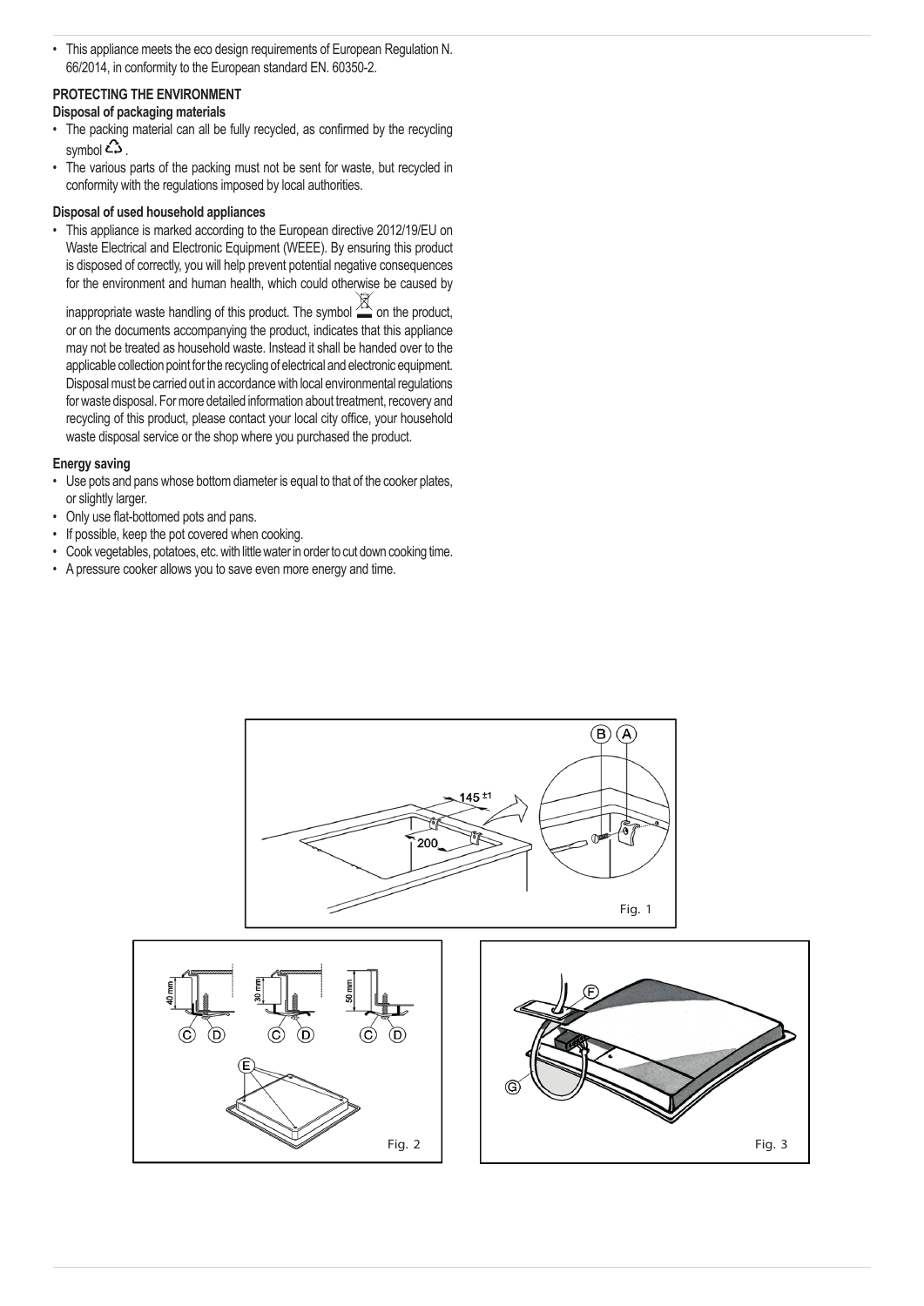- This appliance meets the eco design requirements of European Regulation N. 66/2014, in conformity to the European standard EN. 60350-2.

## PROTECTING THE ENVIRONMENT

### Disposal of packaging materials

- The packing material can all be fully recycled, as confirmed by the recycling symbol ♲.
- The various parts of the packing must not be sent for waste, but recycled in conformity with the regulations imposed by local authorities.

### Disposal of used household appliances

- This appliance is marked according to the European directive 2012/19/EU on Waste Electrical and Electronic Equipment (WEEE). By ensuring this product is disposed of correctly, you will help prevent potential negative consequences for the environment and human health, which could otherwise be caused by inappropriate waste handling of this product. The symbol on the product, or on the documents accompanying the product, indicates that this appliance may not be treated as household waste. Instead it shall be handed over to the applicable collection point for the recycling of electrical and electronic equipment. Disposal must be carried out in accordance with local environmental regulations for waste disposal. For more detailed information about treatment, recovery and recycling of this product, please contact your local city office, your household waste disposal service or the shop where you purchased the product.

### Energy saving

- Use pots and pans whose bottom diameter is equal to that of the cooker plates, or slightly larger.
- Only use flat-bottomed pots and pans.
- If possible, keep the pot covered when cooking.
- Cook vegetables, potatoes, etc. with little water in order to cut down cooking time.
- A pressure cooker allows you to save even more energy and time.

145 ±1
200
B
A
Fig. 1

40 mm
30 mm
50 mm
C D
C D
C D
E
Fig. 2

F
G
Fig. 3